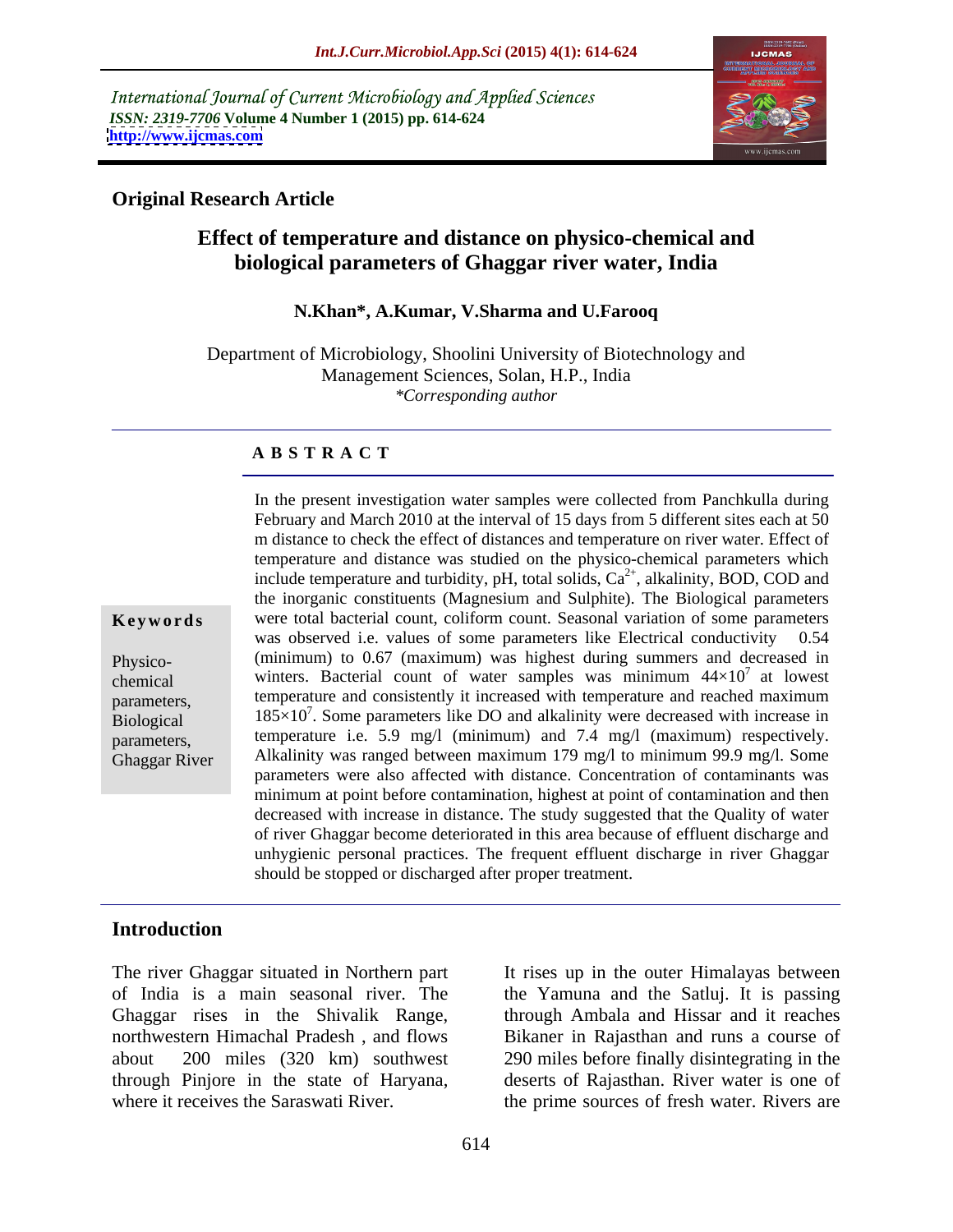International Journal of Current Microbiology and Applied Sciences
*ISSN: 2319-7706* **Volume 4 Number 1 (2015) pp. 614-624**
**http://www.ijcmas.com**

**Original Research Article**

# Effect of temperature and distance on physico-chemical and biological parameters of Ghaggar river water, India

**N.Khan*, A.Kumar, V.Sharma and U.Farooq**

Department of Microbiology, Shoolini University of Biotechnology and Management Sciences, Solan, H.P., India
*\*Corresponding author*

## A B S T R A C T

**Keywords**

Physico-chemical parameters, Biological parameters, Ghaggar River

In the present investigation water samples were collected from Panchkulla during February and March 2010 at the interval of 15 days from 5 different sites each at 50 m distance to check the effect of distances and temperature on river water. Effect of temperature and distance was studied on the physico-chemical parameters which include temperature and turbidity, pH, total solids, $Ca^{2+}$, alkalinity, BOD, COD and the inorganic constituents (Magnesium and Sulphite). The Biological parameters were total bacterial count, coliform count. Seasonal variation of some parameters was observed i.e. values of some parameters like Electrical conductivity 0.54 (minimum) to 0.67 (maximum) was highest during summers and decreased in winters. Bacterial count of water samples was minimum $44\times10^7$ at lowest temperature and consistently it increased with temperature and reached maximum $185\times10^7$. Some parameters like DO and alkalinity were decreased with increase in temperature i.e. 5.9 mg/l (minimum) and 7.4 mg/l (maximum) respectively. Alkalinity was ranged between maximum 179 mg/l to minimum 99.9 mg/l. Some parameters were also affected with distance. Concentration of contaminants was minimum at point before contamination, highest at point of contamination and then decreased with increase in distance. The study suggested that the Quality of water of river Ghaggar become deteriorated in this area because of effluent discharge and unhygienic personal practices. The frequent effluent discharge in river Ghaggar should be stopped or discharged after proper treatment.

## Introduction

The river Ghaggar situated in Northern part of India is a main seasonal river. The Ghaggar rises in the Shivalik Range, northwestern Himachal Pradesh , and flows about 200 miles (320 km) southwest through Pinjore in the state of Haryana, where it receives the Saraswati River. It rises up in the outer Himalayas between the Yamuna and the Satluj. It is passing through Ambala and Hissar and it reaches Bikaner in Rajasthan and runs a course of 290 miles before finally disintegrating in the deserts of Rajasthan. River water is one of the prime sources of fresh water. Rivers are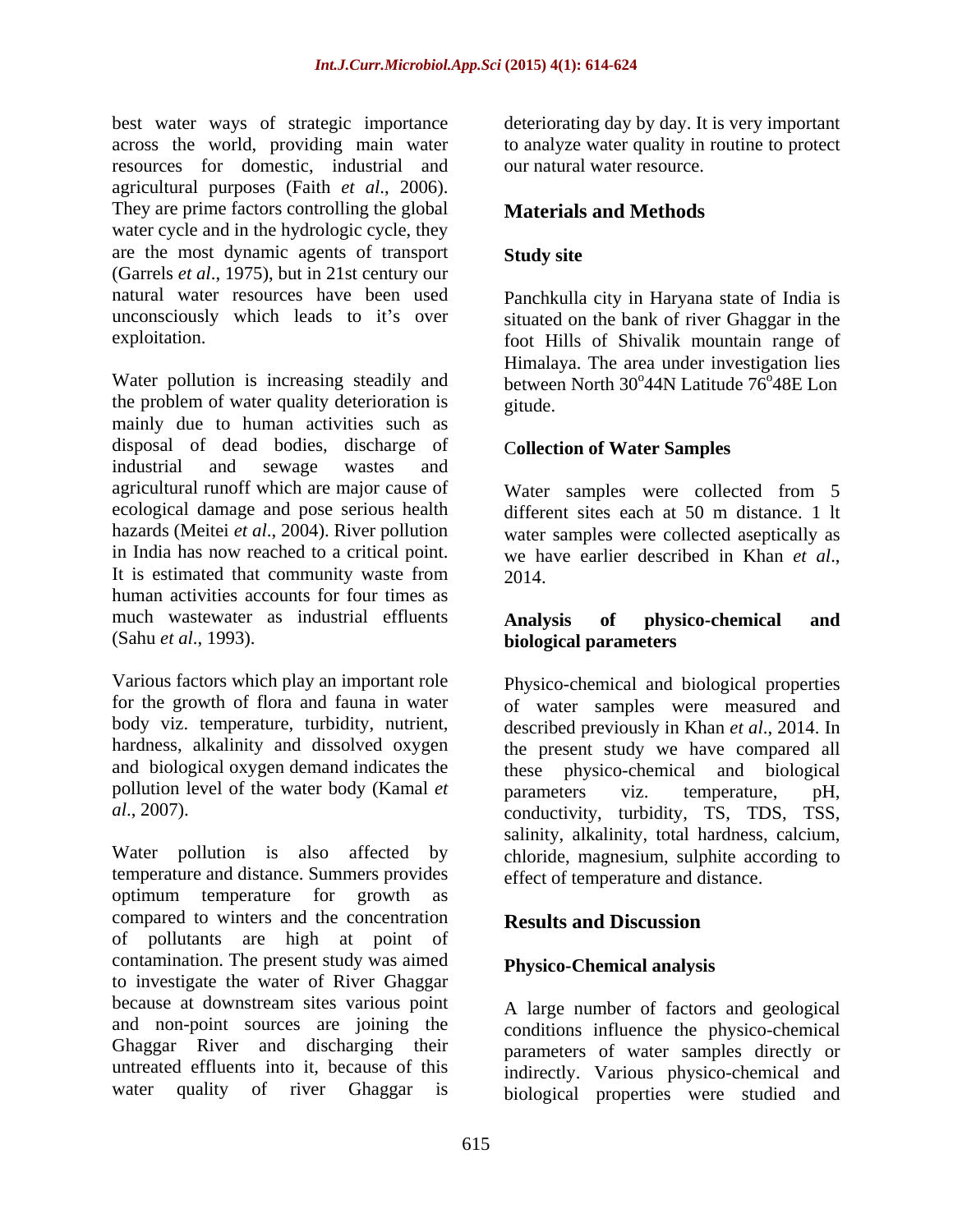best water ways of strategic importance across the world, providing main water resources for domestic, industrial and agricultural purposes (Faith *et al*., 2006). They are prime factors controlling the global water cycle and in the hydrologic cycle, they are the most dynamic agents of transport (Garrels *et al*., 1975), but in 21st century our natural water resources have been used unconsciously which leads to it's over exploitation.

Water pollution is increasing steadily and the problem of water quality deterioration is mainly due to human activities such as disposal of dead bodies, discharge of industrial and sewage wastes and agricultural runoff which are major cause of ecological damage and pose serious health hazards (Meitei *et al*., 2004). River pollution in India has now reached to a critical point. It is estimated that community waste from human activities accounts for four times as much wastewater as industrial effluents (Sahu *et al*., 1993).

Various factors which play an important role for the growth of flora and fauna in water body viz. temperature, turbidity, nutrient, hardness, alkalinity and dissolved oxygen and biological oxygen demand indicates the pollution level of the water body (Kamal *et al*., 2007).

Water pollution is also affected by temperature and distance. Summers provides optimum temperature for growth as compared to winters and the concentration of pollutants are high at point of contamination. The present study was aimed to investigate the water of River Ghaggar because at downstream sites various point and non-point sources are joining the Ghaggar River and discharging their untreated effluents into it, because of this water quality of river Ghaggar is deteriorating day by day. It is very important to analyze water quality in routine to protect our natural water resource.

## Materials and Methods

### Study site

Panchkulla city in Haryana state of India is situated on the bank of river Ghaggar in the foot Hills of Shivalik mountain range of Himalaya. The area under investigation lies between North 30$^{o}$44N Latitude 76$^{o}$48E Lon gitude.

### Collection of Water Samples

Water samples were collected from 5 different sites each at 50 m distance. 1 lt water samples were collected aseptically as we have earlier described in Khan *et al*., 2014.

### Analysis of physico-chemical and biological parameters

Physico-chemical and biological properties of water samples were measured and described previously in Khan *et al*., 2014. In the present study we have compared all these physico-chemical and biological parameters viz. temperature, pH, conductivity, turbidity, TS, TDS, TSS, salinity, alkalinity, total hardness, calcium, chloride, magnesium, sulphite according to effect of temperature and distance.

## Results and Discussion

### Physico-Chemical analysis

A large number of factors and geological conditions influence the physico-chemical parameters of water samples directly or indirectly. Various physico-chemical and biological properties were studied and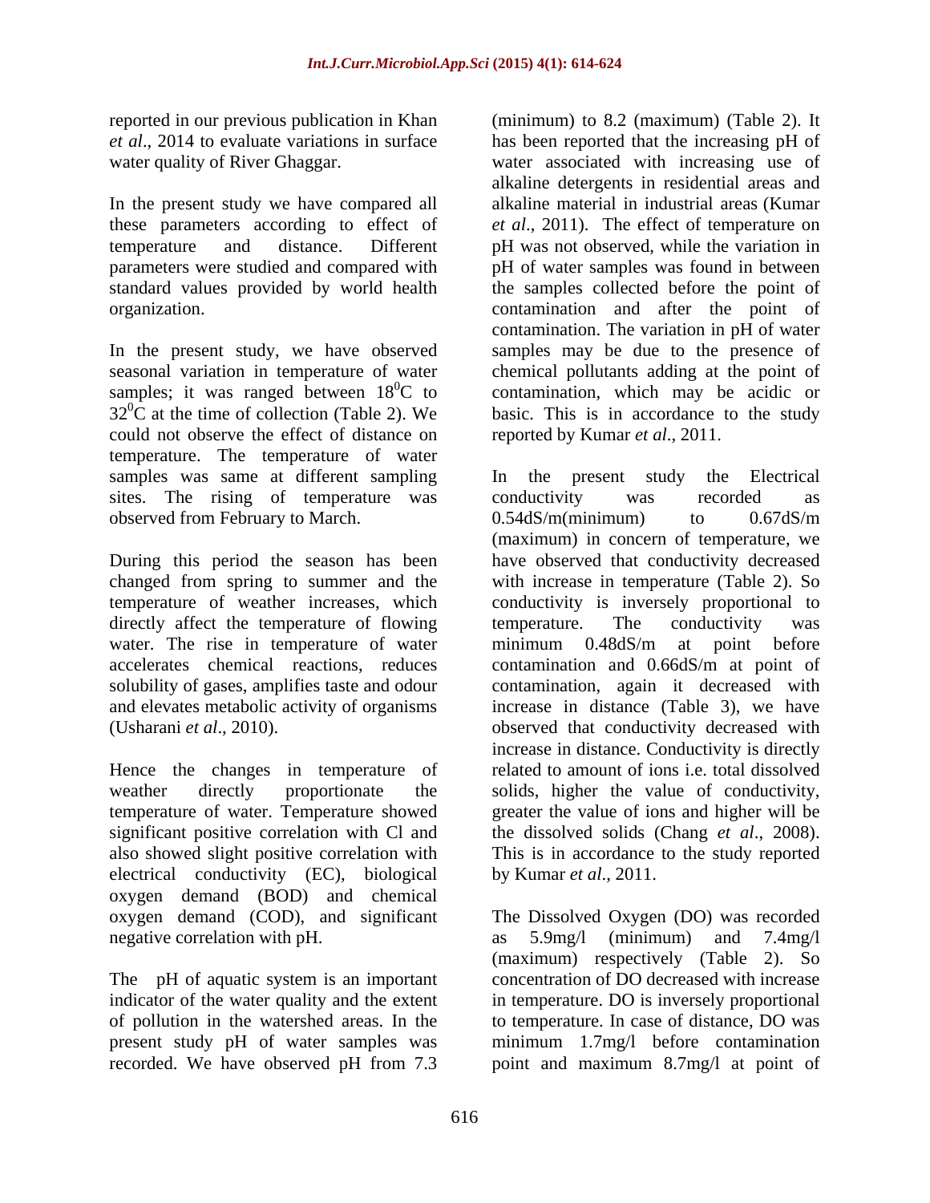reported in our previous publication in Khan *et al*., 2014 to evaluate variations in surface water quality of River Ghaggar.

In the present study we have compared all these parameters according to effect of temperature and distance. Different parameters were studied and compared with standard values provided by world health organization.

In the present study, we have observed seasonal variation in temperature of water samples; it was ranged between $18^0$C to $32^0$C at the time of collection (Table 2). We could not observe the effect of distance on temperature. The temperature of water samples was same at different sampling sites. The rising of temperature was observed from February to March.

During this period the season has been changed from spring to summer and the temperature of weather increases, which directly affect the temperature of flowing water. The rise in temperature of water accelerates chemical reactions, reduces solubility of gases, amplifies taste and odour and elevates metabolic activity of organisms (Usharani *et al*., 2010).

Hence the changes in temperature of weather directly proportionate the temperature of water. Temperature showed significant positive correlation with Cl and also showed slight positive correlation with electrical conductivity (EC), biological oxygen demand (BOD) and chemical oxygen demand (COD), and significant negative correlation with pH.

The pH of aquatic system is an important indicator of the water quality and the extent of pollution in the watershed areas. In the present study pH of water samples was recorded. We have observed pH from 7.3 (minimum) to 8.2 (maximum) (Table 2). It has been reported that the increasing pH of water associated with increasing use of alkaline detergents in residential areas and alkaline material in industrial areas (Kumar *et al*., 2011). The effect of temperature on pH was not observed, while the variation in pH of water samples was found in between the samples collected before the point of contamination and after the point of contamination. The variation in pH of water samples may be due to the presence of chemical pollutants adding at the point of contamination, which may be acidic or basic. This is in accordance to the study reported by Kumar *et al*., 2011.

In the present study the Electrical conductivity was recorded as 0.54dS/m(minimum) to 0.67dS/m (maximum) in concern of temperature, we have observed that conductivity decreased with increase in temperature (Table 2). So conductivity is inversely proportional to temperature. The conductivity was minimum 0.48dS/m at point before contamination and 0.66dS/m at point of contamination, again it decreased with increase in distance (Table 3), we have observed that conductivity decreased with increase in distance. Conductivity is directly related to amount of ions i.e. total dissolved solids, higher the value of conductivity, greater the value of ions and higher will be the dissolved solids (Chang *et al*., 2008). This is in accordance to the study reported by Kumar *et al*., 2011.

The Dissolved Oxygen (DO) was recorded as 5.9mg/l (minimum) and 7.4mg/l (maximum) respectively (Table 2). So concentration of DO decreased with increase in temperature. DO is inversely proportional to temperature. In case of distance, DO was minimum 1.7mg/l before contamination point and maximum 8.7mg/l at point of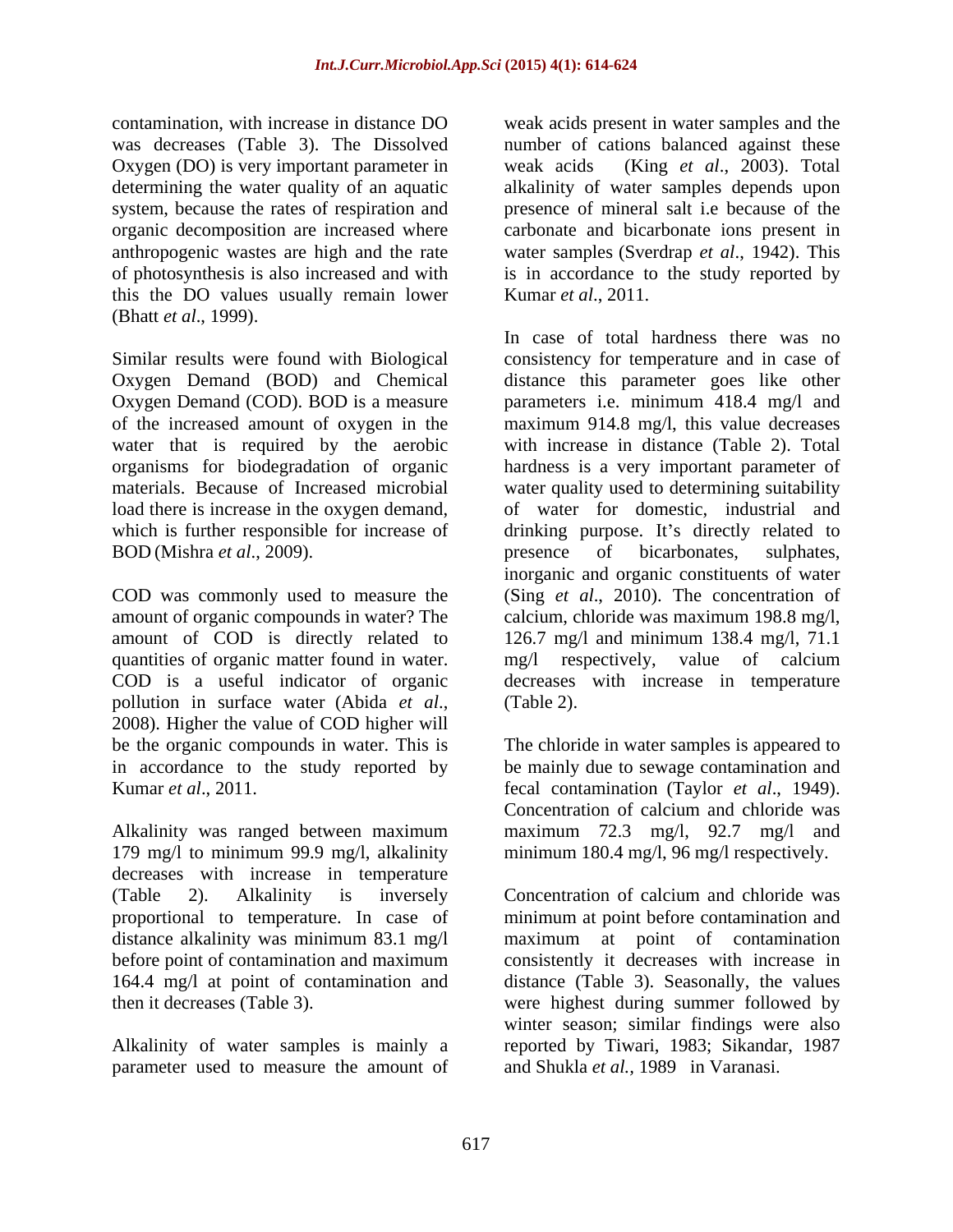contamination, with increase in distance DO was decreases (Table 3). The Dissolved Oxygen (DO) is very important parameter in determining the water quality of an aquatic system, because the rates of respiration and organic decomposition are increased where anthropogenic wastes are high and the rate of photosynthesis is also increased and with this the DO values usually remain lower (Bhatt *et al*., 1999).

Similar results were found with Biological Oxygen Demand (BOD) and Chemical Oxygen Demand (COD). BOD is a measure of the increased amount of oxygen in the water that is required by the aerobic organisms for biodegradation of organic materials. Because of Increased microbial load there is increase in the oxygen demand, which is further responsible for increase of BOD (Mishra *et al*., 2009).

COD was commonly used to measure the amount of organic compounds in water? The amount of COD is directly related to quantities of organic matter found in water. COD is a useful indicator of organic pollution in surface water (Abida *et al*., 2008). Higher the value of COD higher will be the organic compounds in water. This is in accordance to the study reported by Kumar *et al*., 2011.

Alkalinity was ranged between maximum 179 mg/l to minimum 99.9 mg/l, alkalinity decreases with increase in temperature (Table 2). Alkalinity is inversely proportional to temperature. In case of distance alkalinity was minimum 83.1 mg/l before point of contamination and maximum 164.4 mg/l at point of contamination and then it decreases (Table 3).

Alkalinity of water samples is mainly a parameter used to measure the amount of weak acids present in water samples and the number of cations balanced against these weak acids (King *et al*., 2003). Total alkalinity of water samples depends upon presence of mineral salt i.e because of the carbonate and bicarbonate ions present in water samples (Sverdrap *et al*., 1942). This is in accordance to the study reported by Kumar *et al*., 2011.

In case of total hardness there was no consistency for temperature and in case of distance this parameter goes like other parameters i.e. minimum 418.4 mg/l and maximum 914.8 mg/l, this value decreases with increase in distance (Table 2). Total hardness is a very important parameter of water quality used to determining suitability of water for domestic, industrial and drinking purpose. It's directly related to presence of bicarbonates, sulphates, inorganic and organic constituents of water (Sing *et al*., 2010). The concentration of calcium, chloride was maximum 198.8 mg/l, 126.7 mg/l and minimum 138.4 mg/l, 71.1 mg/l respectively, value of calcium decreases with increase in temperature (Table 2).

The chloride in water samples is appeared to be mainly due to sewage contamination and fecal contamination (Taylor *et al*., 1949). Concentration of calcium and chloride was maximum 72.3 mg/l, 92.7 mg/l and minimum 180.4 mg/l, 96 mg/l respectively.

Concentration of calcium and chloride was minimum at point before contamination and maximum at point of contamination consistently it decreases with increase in distance (Table 3). Seasonally, the values were highest during summer followed by winter season; similar findings were also reported by Tiwari, 1983; Sikandar, 1987 and Shukla *et al.*, 1989 in Varanasi.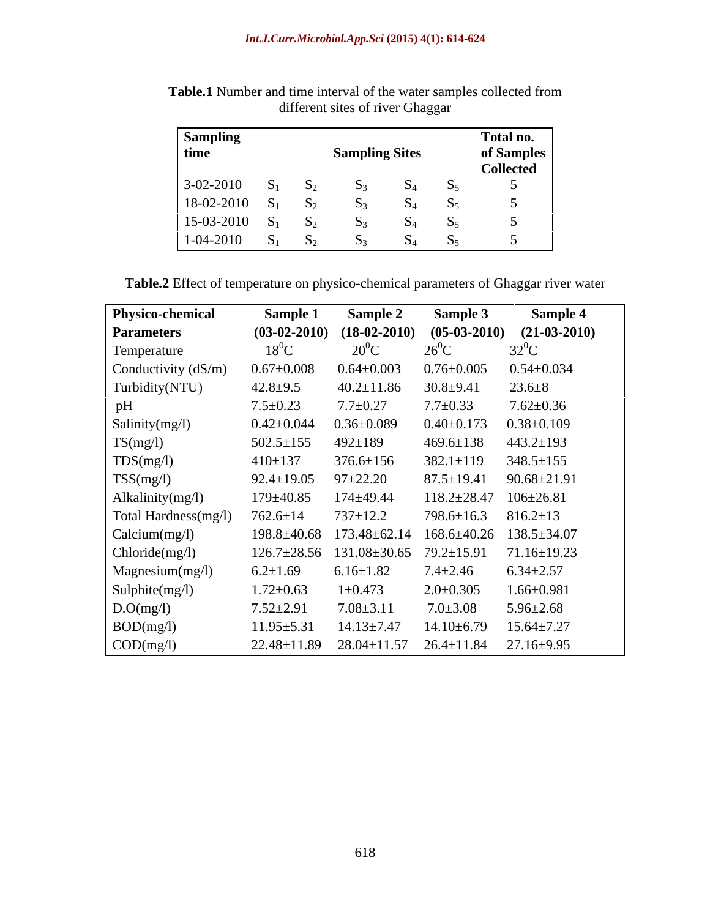**Table.1** Number and time interval of the water samples collected from different sites of river Ghaggar

| Sampling time | Sampling Sites | | | | | Total no. of Samples Collected |
|---|---|---|---|---|---|---|
| 3-02-2010 | $S_1$ | $S_2$ | $S_3$ | $S_4$ | $S_5$ | 5 |
| 18-02-2010 | $S_1$ | $S_2$ | $S_3$ | $S_4$ | $S_5$ | 5 |
| 15-03-2010 | $S_1$ | $S_2$ | $S_3$ | $S_4$ | $S_5$ | 5 |
| 1-04-2010 | $S_1$ | $S_2$ | $S_3$ | $S_4$ | $S_5$ | 5 |

**Table.2** Effect of temperature on physico-chemical parameters of Ghaggar river water

| Physico-chemical Parameters | Sample 1 (03-02-2010) | Sample 2 (18-02-2010) | Sample 3 (05-03-2010) | Sample 4 (21-03-2010) |
|---|---|---|---|---|
| Temperature | $18^0$C | $20^0$C | $26^0$C | $32^0$C |
| Conductivity (dS/m) | 0.67±0.008 | 0.64±0.003 | 0.76±0.005 | 0.54±0.034 |
| Turbidity(NTU) | 42.8±9.5 | 40.2±11.86 | 30.8±9.41 | 23.6±8 |
| pH | 7.5±0.23 | 7.7±0.27 | 7.7±0.33 | 7.62±0.36 |
| Salinity(mg/l) | 0.42±0.044 | 0.36±0.089 | 0.40±0.173 | 0.38±0.109 |
| TS(mg/l) | 502.5±155 | 492±189 | 469.6±138 | 443.2±193 |
| TDS(mg/l) | 410±137 | 376.6±156 | 382.1±119 | 348.5±155 |
| TSS(mg/l) | 92.4±19.05 | 97±22.20 | 87.5±19.41 | 90.68±21.91 |
| Alkalinity(mg/l) | 179±40.85 | 174±49.44 | 118.2±28.47 | 106±26.81 |
| Total Hardness(mg/l) | 762.6±14 | 737±12.2 | 798.6±16.3 | 816.2±13 |
| Calcium(mg/l) | 198.8±40.68 | 173.48±62.14 | 168.6±40.26 | 138.5±34.07 |
| Chloride(mg/l) | 126.7±28.56 | 131.08±30.65 | 79.2±15.91 | 71.16±19.23 |
| Magnesium(mg/l) | 6.2±1.69 | 6.16±1.82 | 7.4±2.46 | 6.34±2.57 |
| Sulphite(mg/l) | 1.72±0.63 | 1±0.473 | 2.0±0.305 | 1.66±0.981 |
| D.O(mg/l) | 7.52±2.91 | 7.08±3.11 | 7.0±3.08 | 5.96±2.68 |
| BOD(mg/l) | 11.95±5.31 | 14.13±7.47 | 14.10±6.79 | 15.64±7.27 |
| COD(mg/l) | 22.48±11.89 | 28.04±11.57 | 26.4±11.84 | 27.16±9.95 |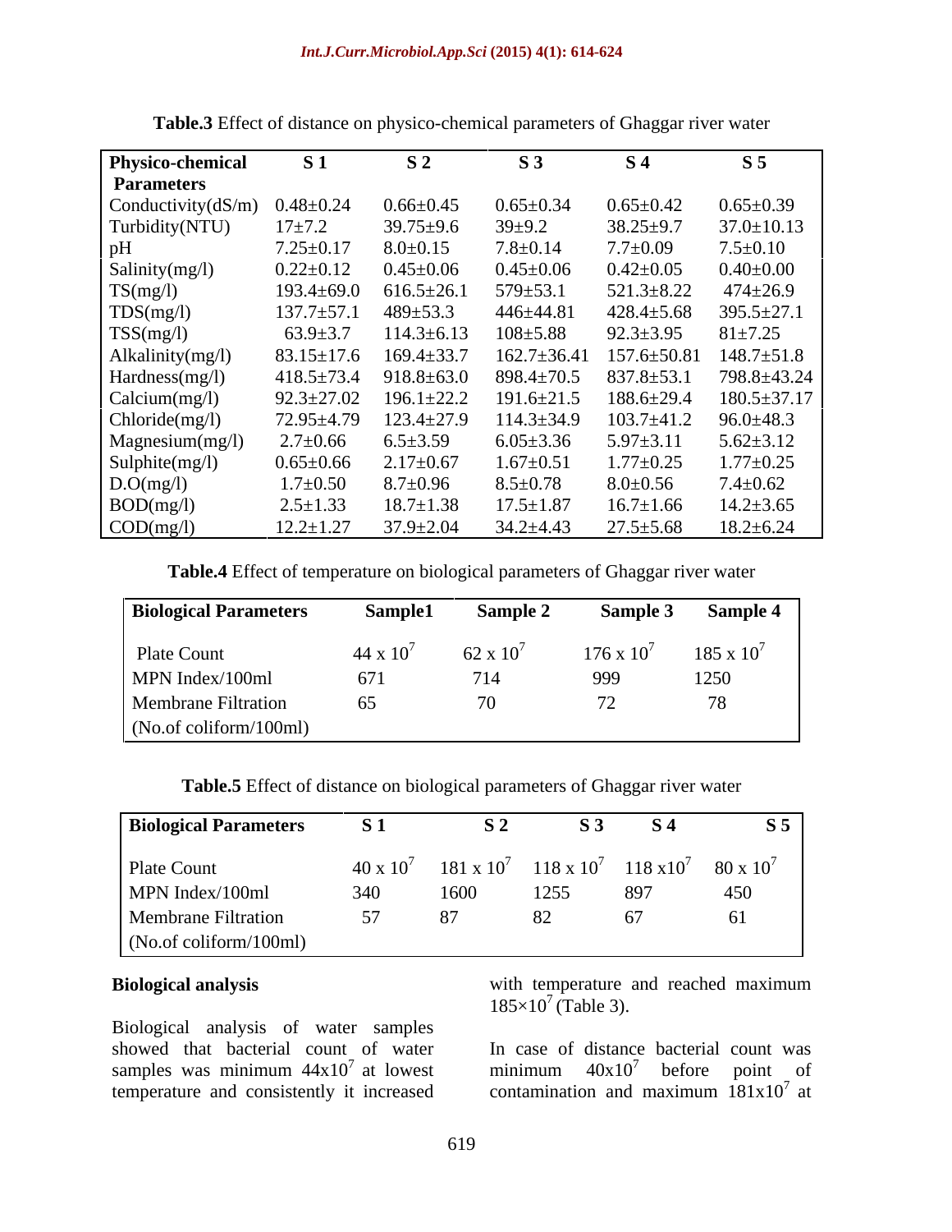**Table.3** Effect of distance on physico-chemical parameters of Ghaggar river water

| Physico-chemical Parameters | S 1 | S 2 | S 3 | S 4 | S 5 |
|---|---|---|---|---|---|
| Conductivity(dS/m) | 0.48±0.24 | 0.66±0.45 | 0.65±0.34 | 0.65±0.42 | 0.65±0.39 |
| Turbidity(NTU) | 17±7.2 | 39.75±9.6 | 39±9.2 | 38.25±9.7 | 37.0±10.13 |
| pH | 7.25±0.17 | 8.0±0.15 | 7.8±0.14 | 7.7±0.09 | 7.5±0.10 |
| Salinity(mg/l) | 0.22±0.12 | 0.45±0.06 | 0.45±0.06 | 0.42±0.05 | 0.40±0.00 |
| TS(mg/l) | 193.4±69.0 | 616.5±26.1 | 579±53.1 | 521.3±8.22 | 474±26.9 |
| TDS(mg/l) | 137.7±57.1 | 489±53.3 | 446±44.81 | 428.4±5.68 | 395.5±27.1 |
| TSS(mg/l) | 63.9±3.7 | 114.3±6.13 | 108±5.88 | 92.3±3.95 | 81±7.25 |
| Alkalinity(mg/l) | 83.15±17.6 | 169.4±33.7 | 162.7±36.41 | 157.6±50.81 | 148.7±51.8 |
| Hardness(mg/l) | 418.5±73.4 | 918.8±63.0 | 898.4±70.5 | 837.8±53.1 | 798.8±43.24 |
| Calcium(mg/l) | 92.3±27.02 | 196.1±22.2 | 191.6±21.5 | 188.6±29.4 | 180.5±37.17 |
| Chloride(mg/l) | 72.95±4.79 | 123.4±27.9 | 114.3±34.9 | 103.7±41.2 | 96.0±48.3 |
| Magnesium(mg/l) | 2.7±0.66 | 6.5±3.59 | 6.05±3.36 | 5.97±3.11 | 5.62±3.12 |
| Sulphite(mg/l) | 0.65±0.66 | 2.17±0.67 | 1.67±0.51 | 1.77±0.25 | 1.77±0.25 |
| D.O(mg/l) | 1.7±0.50 | 8.7±0.96 | 8.5±0.78 | 8.0±0.56 | 7.4±0.62 |
| BOD(mg/l) | 2.5±1.33 | 18.7±1.38 | 17.5±1.87 | 16.7±1.66 | 14.2±3.65 |
| COD(mg/l) | 12.2±1.27 | 37.9±2.04 | 34.2±4.43 | 27.5±5.68 | 18.2±6.24 |

**Table.4** Effect of temperature on biological parameters of Ghaggar river water

| Biological Parameters | Sample1 | Sample 2 | Sample 3 | Sample 4 |
|---|---|---|---|---|
| Plate Count | $44 \times 10^7$ | $62 \times 10^7$ | $176 \times 10^7$ | $185 \times 10^7$ |
| MPN Index/100ml | 671 | 714 | 999 | 1250 |
| Membrane Filtration (No.of coliform/100ml) | 65 | 70 | 72 | 78 |

**Table.5** Effect of distance on biological parameters of Ghaggar river water

| Biological Parameters | S 1 | S 2 | S 3 | S 4 | S 5 |
|---|---|---|---|---|---|
| Plate Count | $40 \times 10^7$ | $181 \times 10^7$ | $118 \times 10^7$ | $118 \times 10^7$ | $80 \times 10^7$ |
| MPN Index/100ml | 340 | 1600 | 1255 | 897 | 450 |
| Membrane Filtration (No.of coliform/100ml) | 57 | 87 | 82 | 67 | 61 |

**Biological analysis**

Biological analysis of water samples showed that bacterial count of water samples was minimum $44 \times 10^7$ at lowest temperature and consistently it increased with temperature and reached maximum $185 \times 10^7$ (Table 3).

In case of distance bacterial count was minimum $40 \times 10^7$ before point of contamination and maximum $181 \times 10^7$ at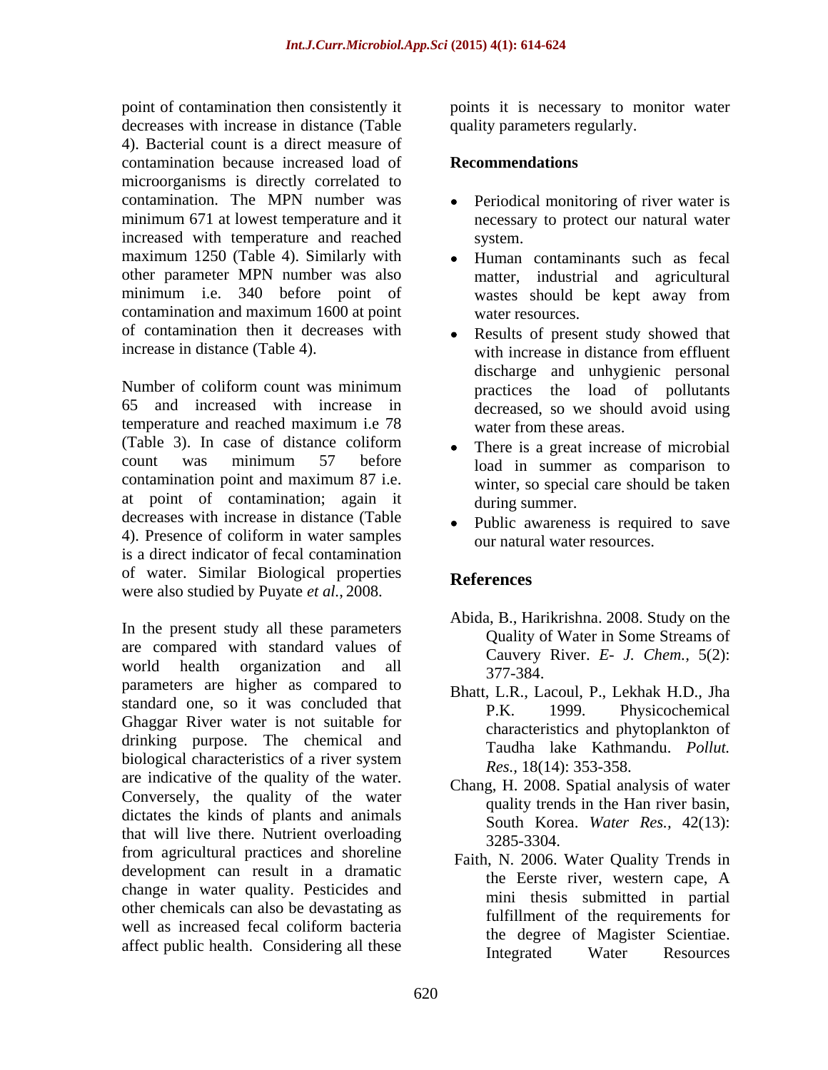point of contamination then consistently it decreases with increase in distance (Table 4). Bacterial count is a direct measure of contamination because increased load of microorganisms is directly correlated to contamination. The MPN number was minimum 671 at lowest temperature and it increased with temperature and reached maximum 1250 (Table 4). Similarly with other parameter MPN number was also minimum i.e. 340 before point of contamination and maximum 1600 at point of contamination then it decreases with increase in distance (Table 4).

Number of coliform count was minimum 65 and increased with increase in temperature and reached maximum i.e 78 (Table 3). In case of distance coliform count was minimum 57 before contamination point and maximum 87 i.e. at point of contamination; again it decreases with increase in distance (Table 4). Presence of coliform in water samples is a direct indicator of fecal contamination of water. Similar Biological properties were also studied by Puyate *et al.*, 2008.

In the present study all these parameters are compared with standard values of world health organization and all parameters are higher as compared to standard one, so it was concluded that Ghaggar River water is not suitable for drinking purpose. The chemical and biological characteristics of a river system are indicative of the quality of the water. Conversely, the quality of the water dictates the kinds of plants and animals that will live there. Nutrient overloading from agricultural practices and shoreline development can result in a dramatic change in water quality. Pesticides and other chemicals can also be devastating as well as increased fecal coliform bacteria affect public health. Considering all these points it is necessary to monitor water quality parameters regularly.

## Recommendations

- Periodical monitoring of river water is necessary to protect our natural water system.
- Human contaminants such as fecal matter, industrial and agricultural wastes should be kept away from water resources.
- Results of present study showed that with increase in distance from effluent discharge and unhygienic personal practices the load of pollutants decreased, so we should avoid using water from these areas.
- There is a great increase of microbial load in summer as comparison to winter, so special care should be taken during summer.
- Public awareness is required to save our natural water resources.

## References

Abida, B., Harikrishna. 2008. Study on the Quality of Water in Some Streams of Cauvery River. *E- J. Chem.*, 5(2): 377-384.

Bhatt, L.R., Lacoul, P., Lekhak H.D., Jha P.K. 1999. Physicochemical characteristics and phytoplankton of Taudha lake Kathmandu. *Pollut. Res.*, 18(14): 353-358.

Chang, H. 2008. Spatial analysis of water quality trends in the Han river basin, South Korea. *Water Res.*, 42(13): 3285-3304.

Faith, N. 2006. Water Quality Trends in the Eerste river, western cape, A mini thesis submitted in partial fulfillment of the requirements for the degree of Magister Scientiae. Integrated Water Resources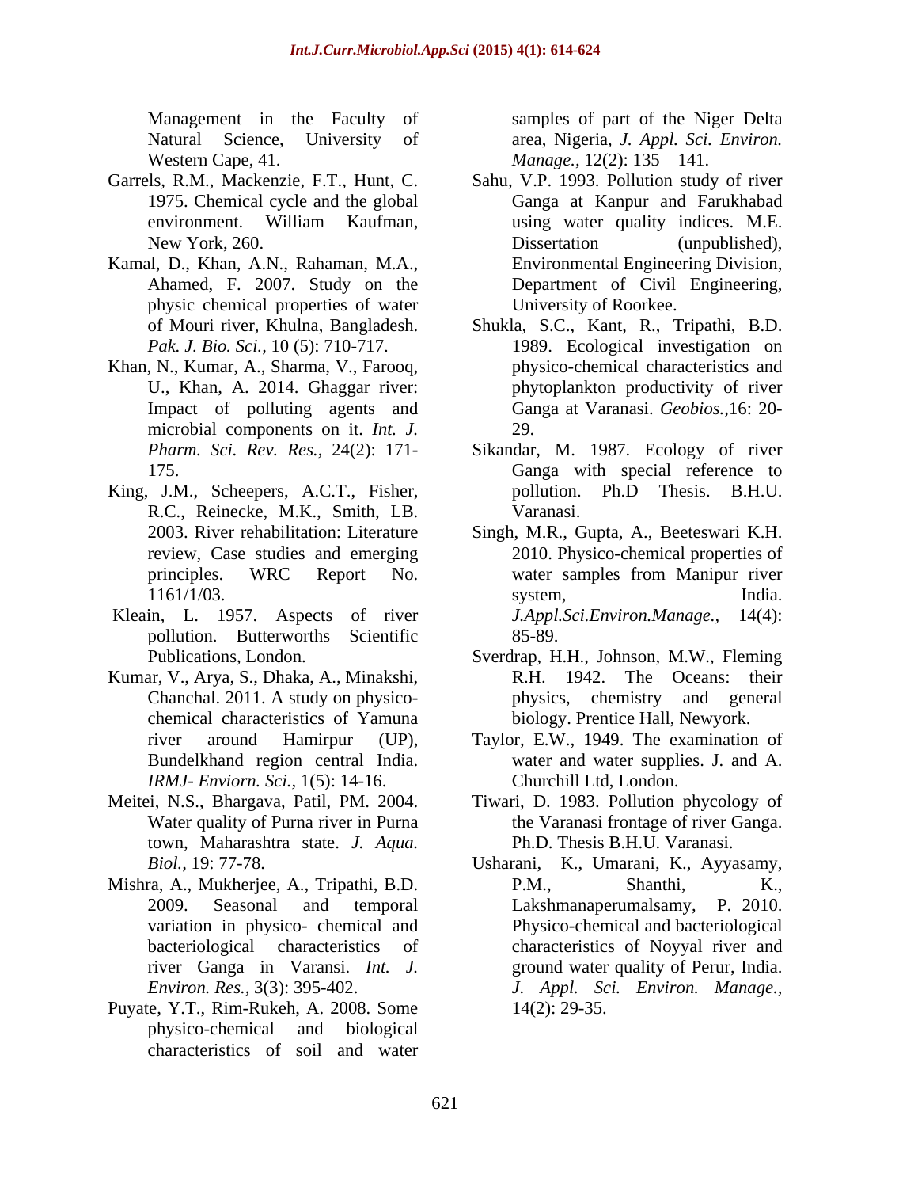Management in the Faculty of Natural Science, University of Western Cape, 41.

Garrels, R.M., Mackenzie, F.T., Hunt, C. 1975. Chemical cycle and the global environment. William Kaufman, New York, 260.

Kamal, D., Khan, A.N., Rahaman, M.A., Ahamed, F. 2007. Study on the physic chemical properties of water of Mouri river, Khulna, Bangladesh. *Pak. J. Bio. Sci.,* 10 (5): 710-717.

Khan, N., Kumar, A., Sharma, V., Farooq, U., Khan, A. 2014. Ghaggar river: Impact of polluting agents and microbial components on it. *Int. J. Pharm. Sci. Rev. Res.,* 24(2): 171-175.

King, J.M., Scheepers, A.C.T., Fisher, R.C., Reinecke, M.K., Smith, LB. 2003. River rehabilitation: Literature review, Case studies and emerging principles. WRC Report No. 1161/1/03.

Kleain, L. 1957. Aspects of river pollution. Butterworths Scientific Publications, London.

Kumar, V., Arya, S., Dhaka, A., Minakshi, Chanchal. 2011. A study on physico-chemical characteristics of Yamuna river around Hamirpur (UP), Bundelkhand region central India. *IRMJ- Enviorn. Sci.,* 1(5): 14-16.

Meitei, N.S., Bhargava, Patil, PM. 2004. Water quality of Purna river in Purna town, Maharashtra state. *J. Aqua. Biol.,* 19: 77-78.

Mishra, A., Mukherjee, A., Tripathi, B.D. 2009. Seasonal and temporal variation in physico- chemical and bacteriological characteristics of river Ganga in Varansi. *Int. J. Environ. Res.,* 3(3): 395-402.

Puyate, Y.T., Rim-Rukeh, A. 2008. Some physico-chemical and biological characteristics of soil and water samples of part of the Niger Delta area, Nigeria, *J. Appl. Sci. Environ. Manage.,* 12(2): 135 – 141.

Sahu, V.P. 1993. Pollution study of river Ganga at Kanpur and Farukhabad using water quality indices. M.E. Dissertation (unpublished), Environmental Engineering Division, Department of Civil Engineering, University of Roorkee.

Shukla, S.C., Kant, R., Tripathi, B.D. 1989. Ecological investigation on physico-chemical characteristics and phytoplankton productivity of river Ganga at Varanasi. *Geobios.,*16: 20-29.

Sikandar, M. 1987. Ecology of river Ganga with special reference to pollution. Ph.D Thesis. B.H.U. Varanasi.

Singh, M.R., Gupta, A., Beeteswari K.H. 2010. Physico-chemical properties of water samples from Manipur river system, India. *J.Appl.Sci.Environ.Manage.,* 14(4): 85-89.

Sverdrap, H.H., Johnson, M.W., Fleming R.H. 1942. The Oceans: their physics, chemistry and general biology. Prentice Hall, Newyork.

Taylor, E.W., 1949. The examination of water and water supplies. J. and A. Churchill Ltd, London.

Tiwari, D. 1983. Pollution phycology of the Varanasi frontage of river Ganga. Ph.D. Thesis B.H.U. Varanasi.

Usharani, K., Umarani, K., Ayyasamy, P.M., Shanthi, K., Lakshmanaperumalsamy, P. 2010. Physico-chemical and bacteriological characteristics of Noyyal river and ground water quality of Perur, India. *J. Appl. Sci. Environ. Manage.,* 14(2): 29-35.